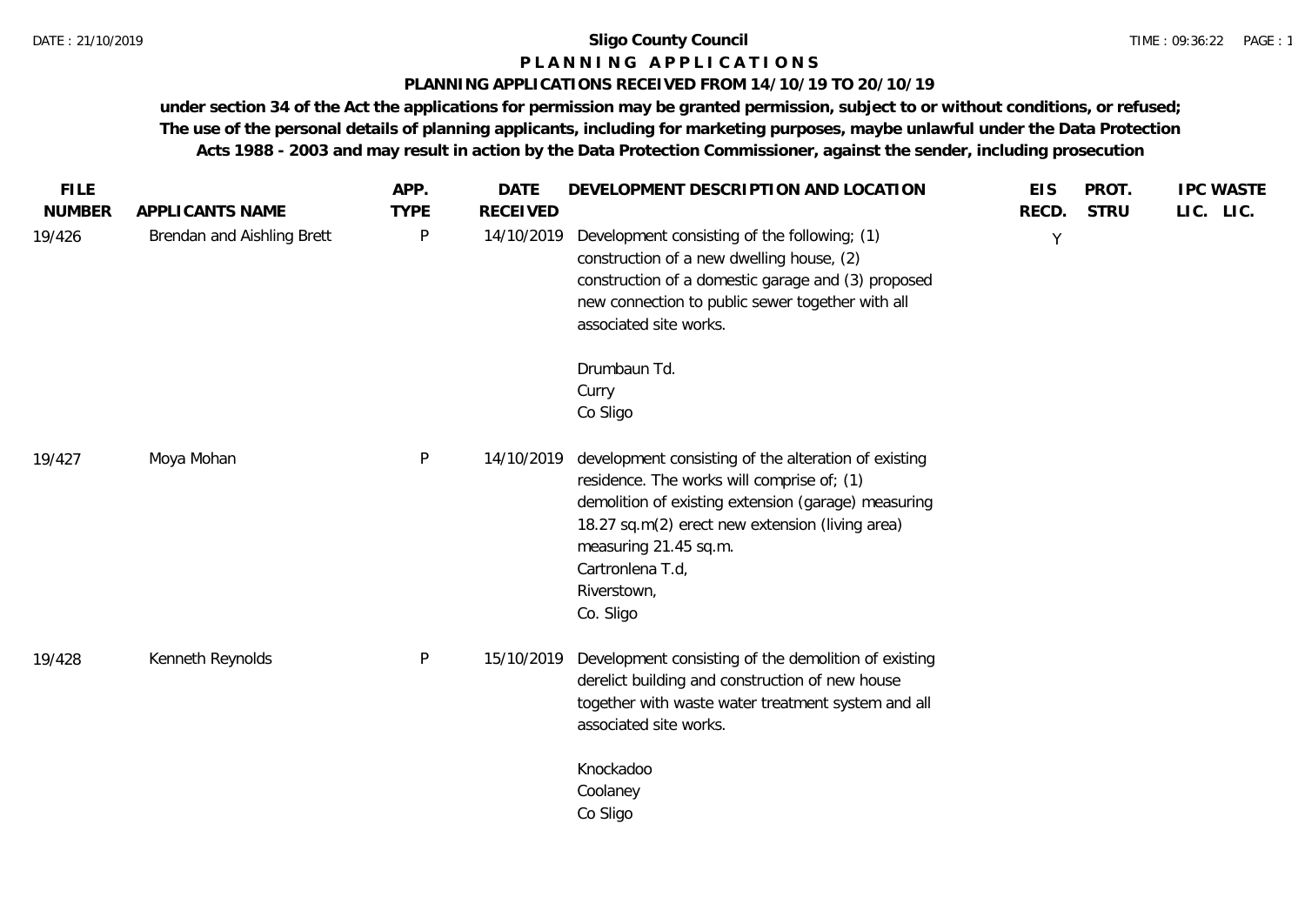# Sligo County Council

## P L A N N I N G   A P P L I C A T I O N S

### PLANNING APPLICATIONS RECEIVED FROM 14/10/19 TO 20/10/19

**under section 34 of the Act the applications for permission may be granted permission, subject to or without conditions, or refused; The use of the personal details of planning applicants, including for marketing purposes, maybe unlawful under the Data Protection Acts 1988 - 2003 and may result in action by the Data Protection Commissioner, against the sender, including prosecution**

| FILE NUMBER | APPLICANTS NAME | APP. TYPE | DATE RECEIVED | DEVELOPMENT DESCRIPTION AND LOCATION | EIS RECD. | PROT. STRU | IPC LIC. | WASTE LIC. |
|---|---|---|---|---|---|---|---|---|
| 19/426 | Brendan and Aishling Brett | P | 14/10/2019 | Development consisting of the following; (1) construction of a new dwelling house, (2) construction of a domestic garage and (3) proposed new connection to public sewer together with all associated site works.<br><br>Drumbaun Td.<br>Curry<br>Co Sligo | Y | | | |
| 19/427 | Moya Mohan | P | 14/10/2019 | development consisting of the alteration of existing residence. The works will comprise of; (1) demolition of existing extension (garage) measuring 18.27 sq.m(2) erect new extension (living area) measuring 21.45 sq.m.<br>Cartronlena T.d,<br>Riverstown,<br>Co. Sligo | | | | |
| 19/428 | Kenneth Reynolds | P | 15/10/2019 | Development consisting of the demolition of existing derelict building and construction of new house together with waste water treatment system and all associated site works.<br><br>Knockadoo<br>Coolaney<br>Co Sligo | | | | |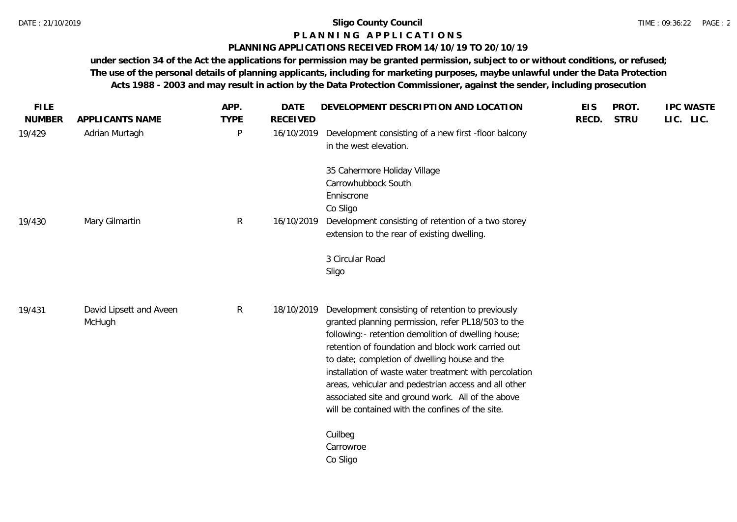**Sligo County Council**

**P L A N N I N G   A P P L I C A T I O N S**

**PLANNING APPLICATIONS RECEIVED FROM 14/10/19 TO 20/10/19**

**under section 34 of the Act the applications for permission may be granted permission, subject to or without conditions, or refused; The use of the personal details of planning applicants, including for marketing purposes, maybe unlawful under the Data Protection Acts 1988 - 2003 and may result in action by the Data Protection Commissioner, against the sender, including prosecution**

| FILE NUMBER | APPLICANTS NAME | APP. TYPE | DATE RECEIVED | DEVELOPMENT DESCRIPTION AND LOCATION | EIS RECD. | PROT. STRU | IPC LIC. | WASTE LIC. |
|---|---|---|---|---|---|---|---|---|
| 19/429 | Adrian Murtagh | P | 16/10/2019 | Development consisting of a new first -floor balcony in the west elevation.<br><br>35 Cahermore Holiday Village<br>Carrowhubbock South<br>Enniscrone<br>Co Sligo | | | | |
| 19/430 | Mary Gilmartin | R | 16/10/2019 | Development consisting of retention of a two storey extension to the rear of existing dwelling.<br><br>3 Circular Road<br>Sligo | | | | |
| 19/431 | David Lipsett and Aveen McHugh | R | 18/10/2019 | Development consisting of retention to previously granted planning permission, refer PL18/503 to the following:- retention demolition of dwelling house; retention of foundation and block work carried out to date; completion of dwelling house and the installation of waste water treatment with percolation areas, vehicular and pedestrian access and all other associated site and ground work. All of the above will be contained with the confines of the site.<br><br>Cuilbeg<br>Carrowroe<br>Co Sligo | | | | |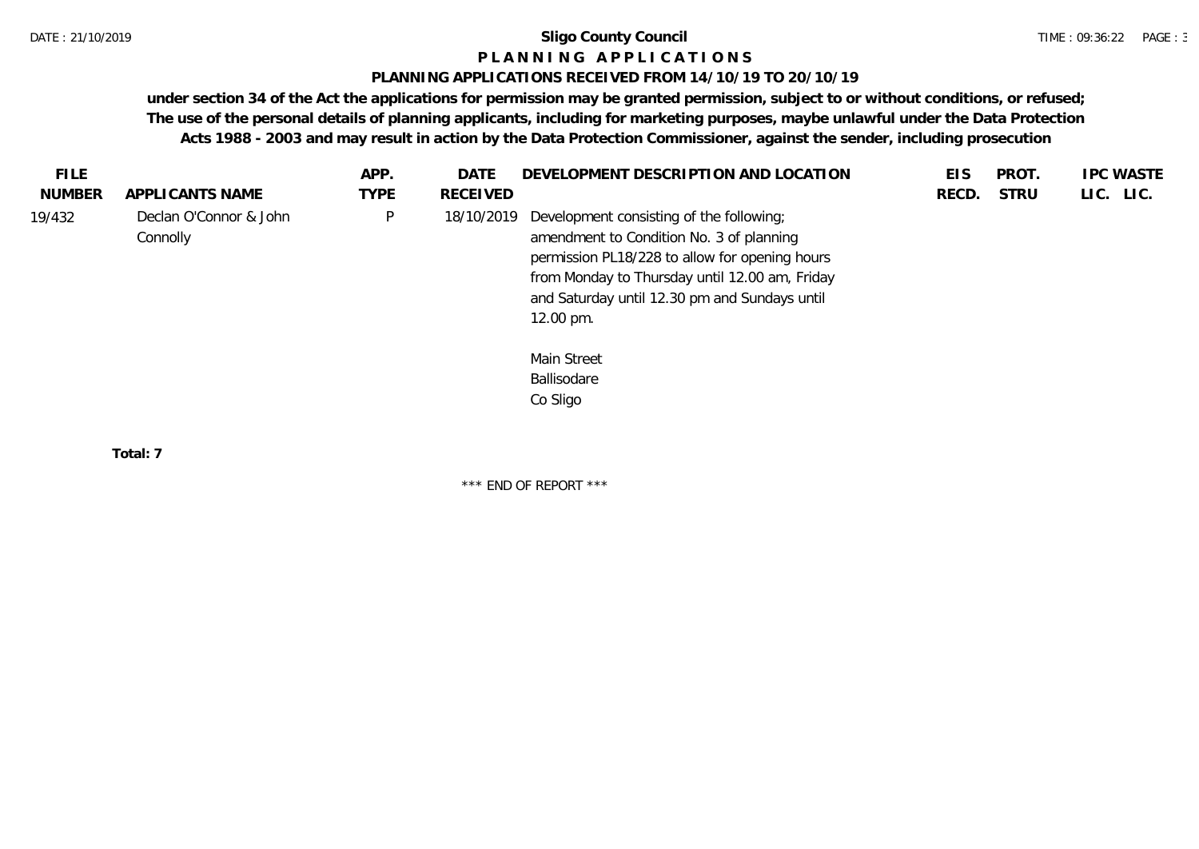**Sligo County Council**

**P L A N N I N G   A P P L I C A T I O N S**

**PLANNING APPLICATIONS RECEIVED FROM 14/10/19 TO 20/10/19**

**under section 34 of the Act the applications for permission may be granted permission, subject to or without conditions, or refused; The use of the personal details of planning applicants, including for marketing purposes, maybe unlawful under the Data Protection Acts 1988 - 2003 and may result in action by the Data Protection Commissioner, against the sender, including prosecution**

| FILE NUMBER | APPLICANTS NAME | APP. TYPE | DATE RECEIVED | DEVELOPMENT DESCRIPTION AND LOCATION | EIS RECD. | PROT. STRU | IPC LIC. | WASTE LIC. |
|---|---|---|---|---|---|---|---|---|
| 19/432 | Declan O'Connor & John Connolly | P | 18/10/2019 | Development consisting of the following; amendment to Condition No. 3 of planning permission PL18/228 to allow for opening hours from Monday to Thursday until 12.00 am, Friday and Saturday until 12.30 pm and Sundays until 12.00 pm.<br><br>Main Street<br>Ballisodare<br>Co Sligo | | | | |

**Total: 7**

\*\*\* END OF REPORT \*\*\*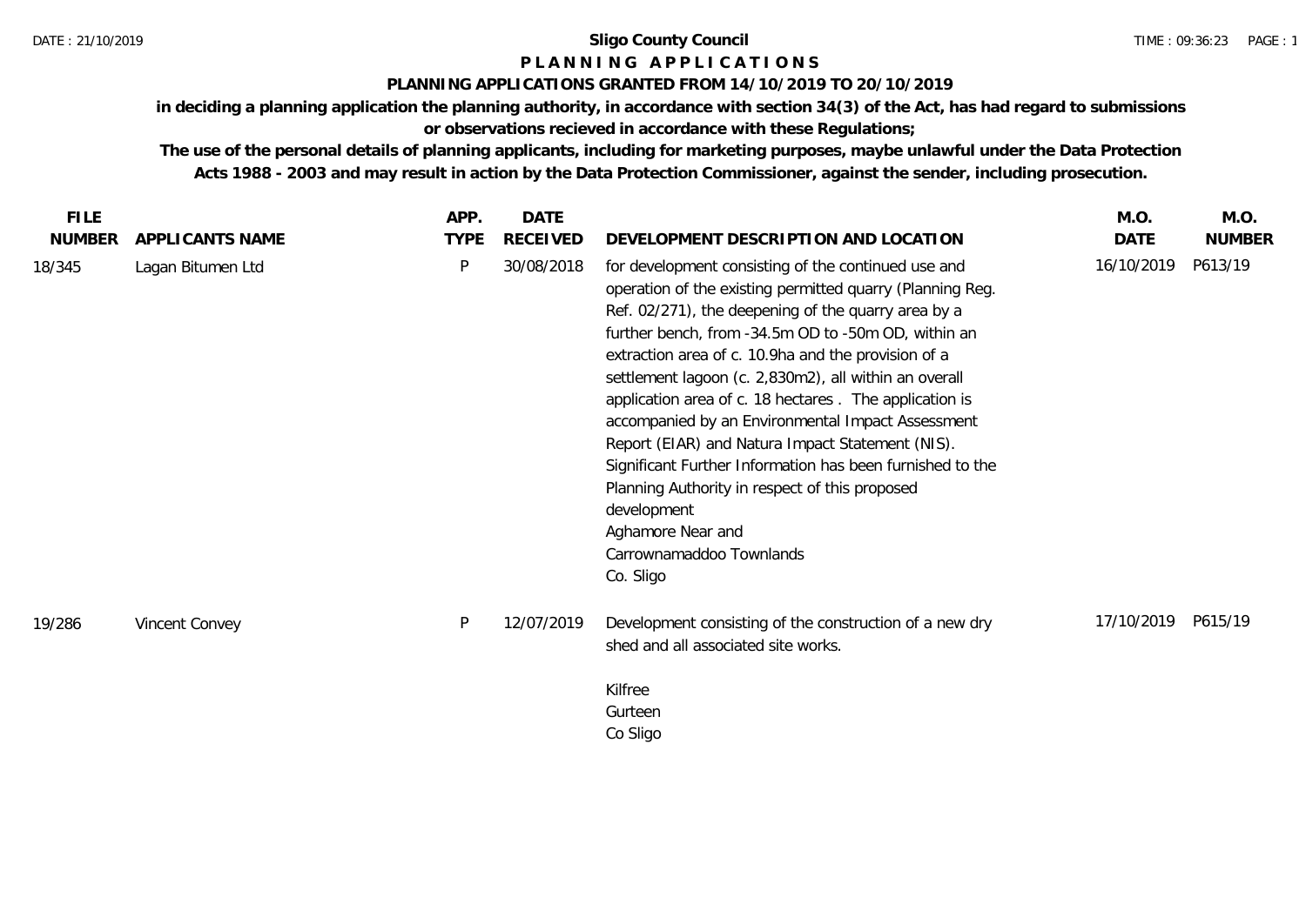# Sligo County Council

## P L A N N I N G   A P P L I C A T I O N S

### PLANNING APPLICATIONS GRANTED FROM 14/10/2019 TO 20/10/2019

**in deciding a planning application the planning authority, in accordance with section 34(3) of the Act, has had regard to submissions or observations recieved in accordance with these Regulations;**

**The use of the personal details of planning applicants, including for marketing purposes, maybe unlawful under the Data Protection Acts 1988 - 2003 and may result in action by the Data Protection Commissioner, against the sender, including prosecution.**

| FILE NUMBER | APPLICANTS NAME | APP. TYPE | DATE RECEIVED | DEVELOPMENT DESCRIPTION AND LOCATION | M.O. DATE | M.O. NUMBER |
|---|---|---|---|---|---|---|
| 18/345 | Lagan Bitumen Ltd | P | 30/08/2018 | for development consisting of the continued use and operation of the existing permitted quarry (Planning Reg. Ref. 02/271), the deepening of the quarry area by a further bench, from -34.5m OD to -50m OD, within an extraction area of c. 10.9ha and the provision of a settlement lagoon (c. 2,830m2), all within an overall application area of c. 18 hectares . The application is accompanied by an Environmental Impact Assessment Report (EIAR) and Natura Impact Statement (NIS). Significant Further Information has been furnished to the Planning Authority in respect of this proposed development<br>Aghamore Near and<br>Carrownamaddoo Townlands<br>Co. Sligo | 16/10/2019 | P613/19 |
| 19/286 | Vincent Convey | P | 12/07/2019 | Development consisting of the construction of a new dry shed and all associated site works.<br><br>Kilfree<br>Gurteen<br>Co Sligo | 17/10/2019 | P615/19 |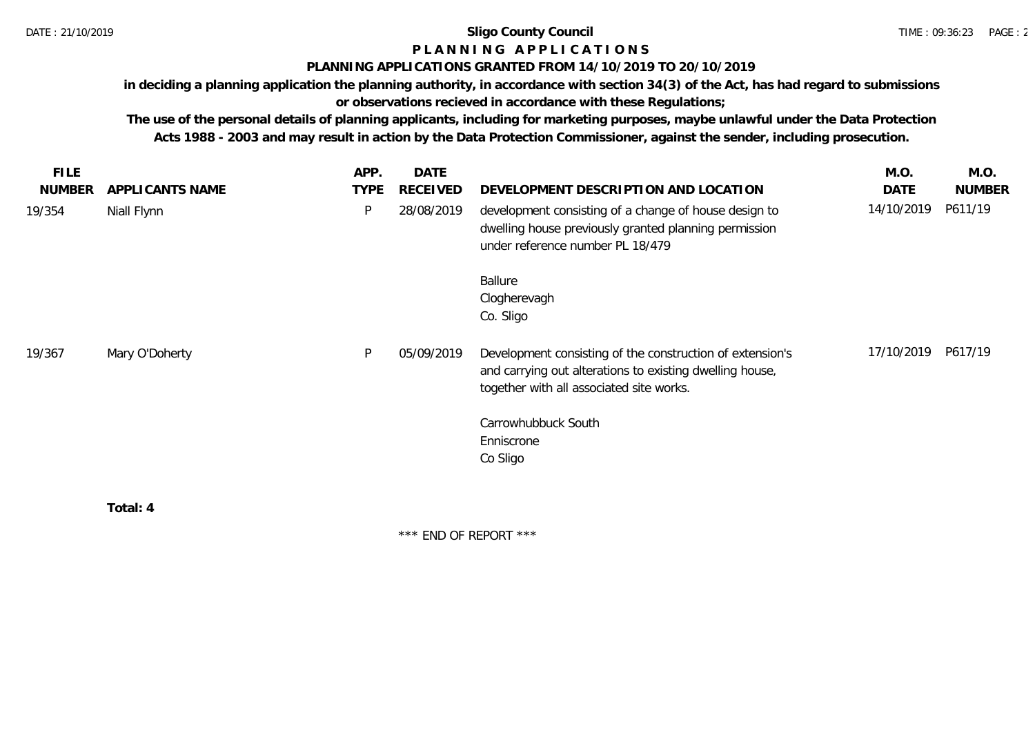**Sligo County Council**

**P L A N N I N G   A P P L I C A T I O N S**

**PLANNING APPLICATIONS GRANTED FROM 14/10/2019 TO 20/10/2019**

**in deciding a planning application the planning authority, in accordance with section 34(3) of the Act, has had regard to submissions or observations recieved in accordance with these Regulations;**

**The use of the personal details of planning applicants, including for marketing purposes, maybe unlawful under the Data Protection Acts 1988 - 2003 and may result in action by the Data Protection Commissioner, against the sender, including prosecution.**

| FILE NUMBER | APPLICANTS NAME | APP. TYPE | DATE RECEIVED | DEVELOPMENT DESCRIPTION AND LOCATION | M.O. DATE | M.O. NUMBER |
|---|---|---|---|---|---|---|
| 19/354 | Niall Flynn | P | 28/08/2019 | development consisting of a change of house design to dwelling house previously granted planning permission under reference number PL 18/479<br><br>Ballure<br>Clogherevagh<br>Co. Sligo | 14/10/2019 | P611/19 |
| 19/367 | Mary O'Doherty | P | 05/09/2019 | Development consisting of the construction of extension's and carrying out alterations to existing dwelling house, together with all associated site works.<br><br>Carrowhubbuck South<br>Enniscrone<br>Co Sligo | 17/10/2019 | P617/19 |

**Total: 4**

\*\*\* END OF REPORT \*\*\*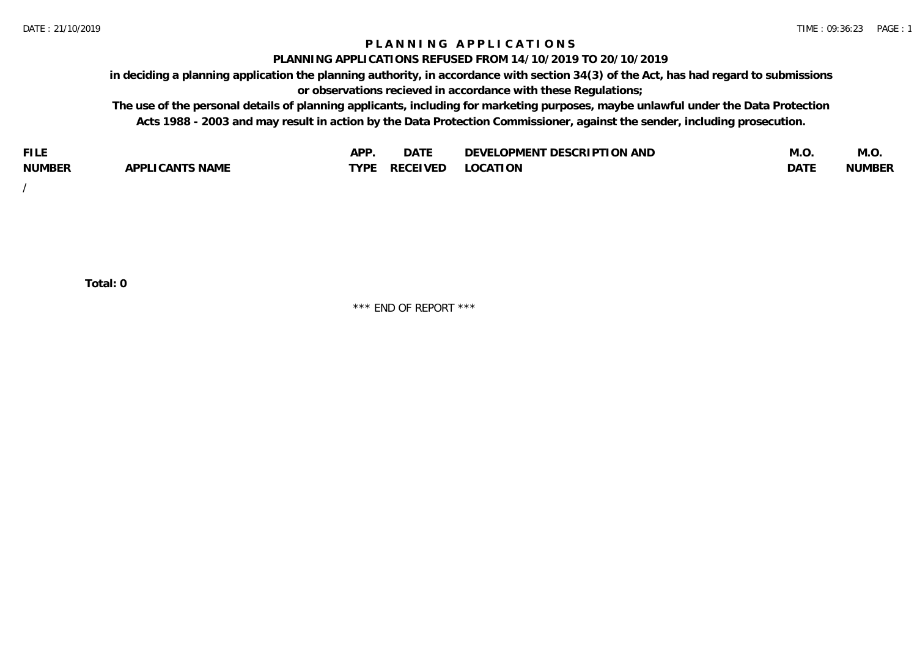# PLANNING APPLICATIONS

## PLANNING APPLICATIONS REFUSED FROM 14/10/2019 TO 20/10/2019

**in deciding a planning application the planning authority, in accordance with section 34(3) of the Act, has had regard to submissions or observations recieved in accordance with these Regulations;**

**The use of the personal details of planning applicants, including for marketing purposes, maybe unlawful under the Data Protection Acts 1988 - 2003 and may result in action by the Data Protection Commissioner, against the sender, including prosecution.**

| FILE NUMBER | APPLICANTS NAME | APP. TYPE | DATE RECEIVED | DEVELOPMENT DESCRIPTION AND LOCATION | M.O. DATE | M.O. NUMBER |
|---|---|---|---|---|---|---|
| / | | | | | | |

**Total: 0**

\*\*\* END OF REPORT \*\*\*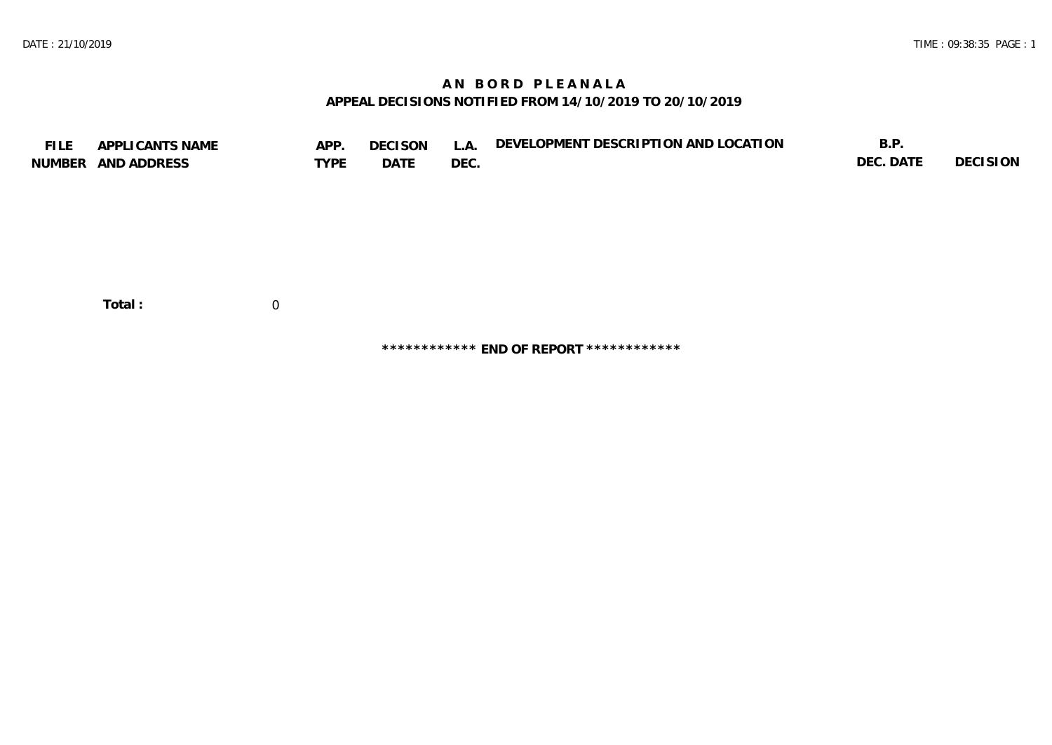# AN BORD PLEANALA

## APPEAL DECISIONS NOTIFIED FROM 14/10/2019 TO 20/10/2019

| FILE NUMBER | APPLICANTS NAME AND ADDRESS | APP. TYPE | DECISON DATE | L.A. DEC. | DEVELOPMENT DESCRIPTION AND LOCATION | B.P. DEC. DATE | DECISION |
|---|---|---|---|---|---|---|---|

**Total :** 0

************ **END OF REPORT** ************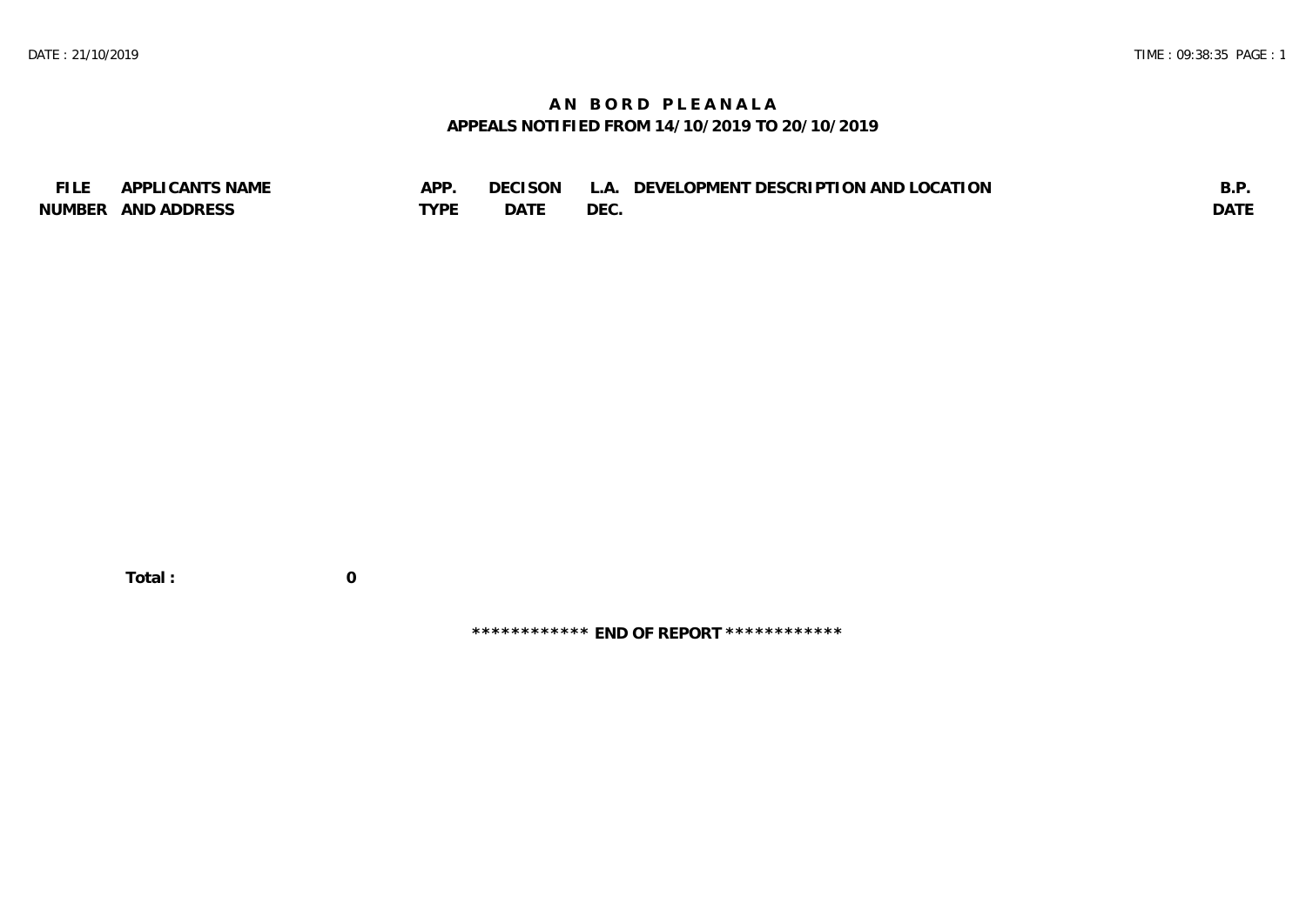# AN BORD PLEANALA

## APPEALS NOTIFIED FROM 14/10/2019 TO 20/10/2019

| FILE NUMBER | APPLICANTS NAME AND ADDRESS | APP. TYPE | DECISON DATE | L.A. DEC. | DEVELOPMENT DESCRIPTION AND LOCATION | B.P. DATE |
|---|---|---|---|---|---|---|

**Total :** **0**

**************************** END OF REPORT ****************************